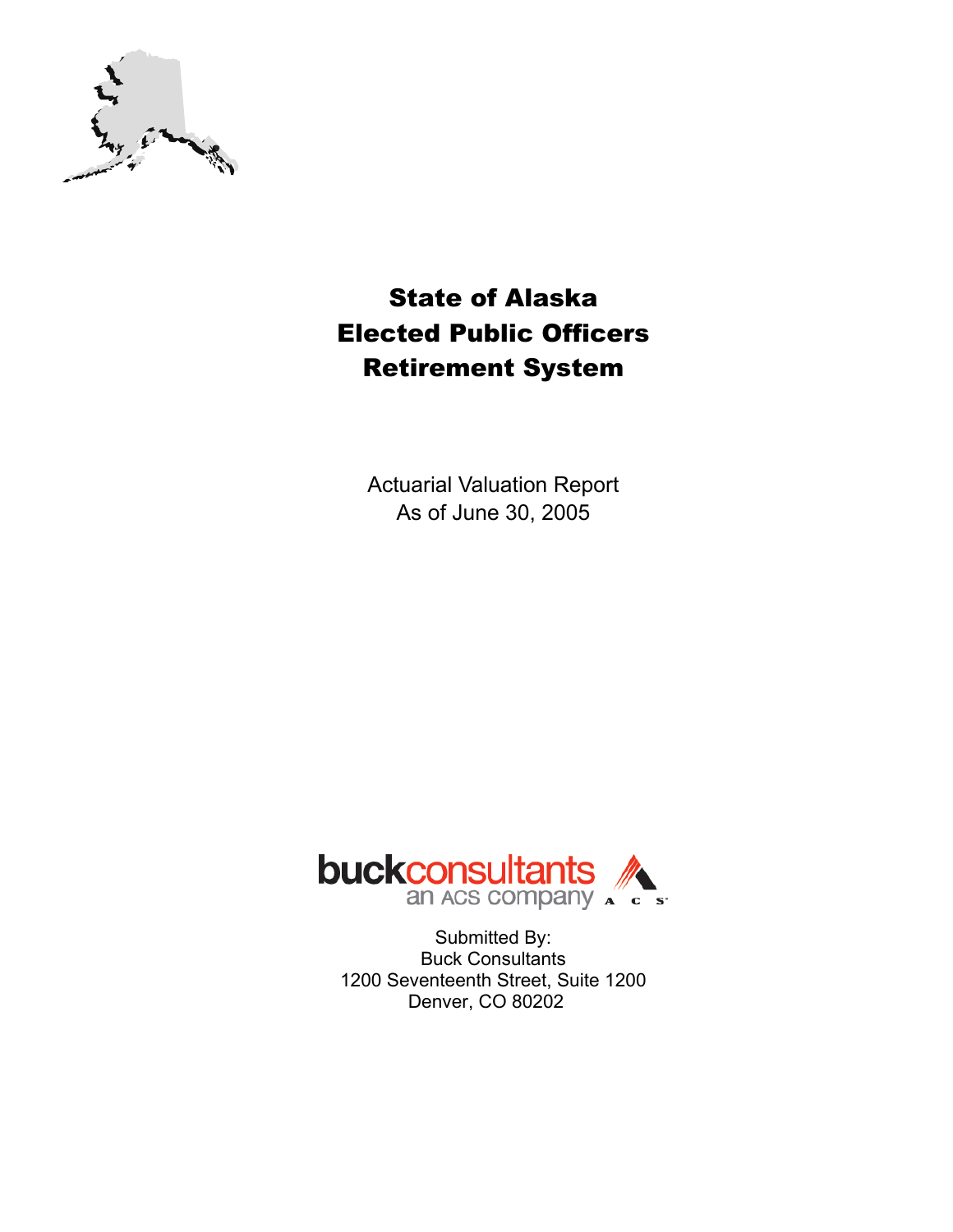# State of Alaska Elected Public Officers Retirement System

Actuarial Valuation Report
As of June 30, 2005

buckconsultants
an ACS company

Submitted By:
Buck Consultants
1200 Seventeenth Street, Suite 1200
Denver, CO 80202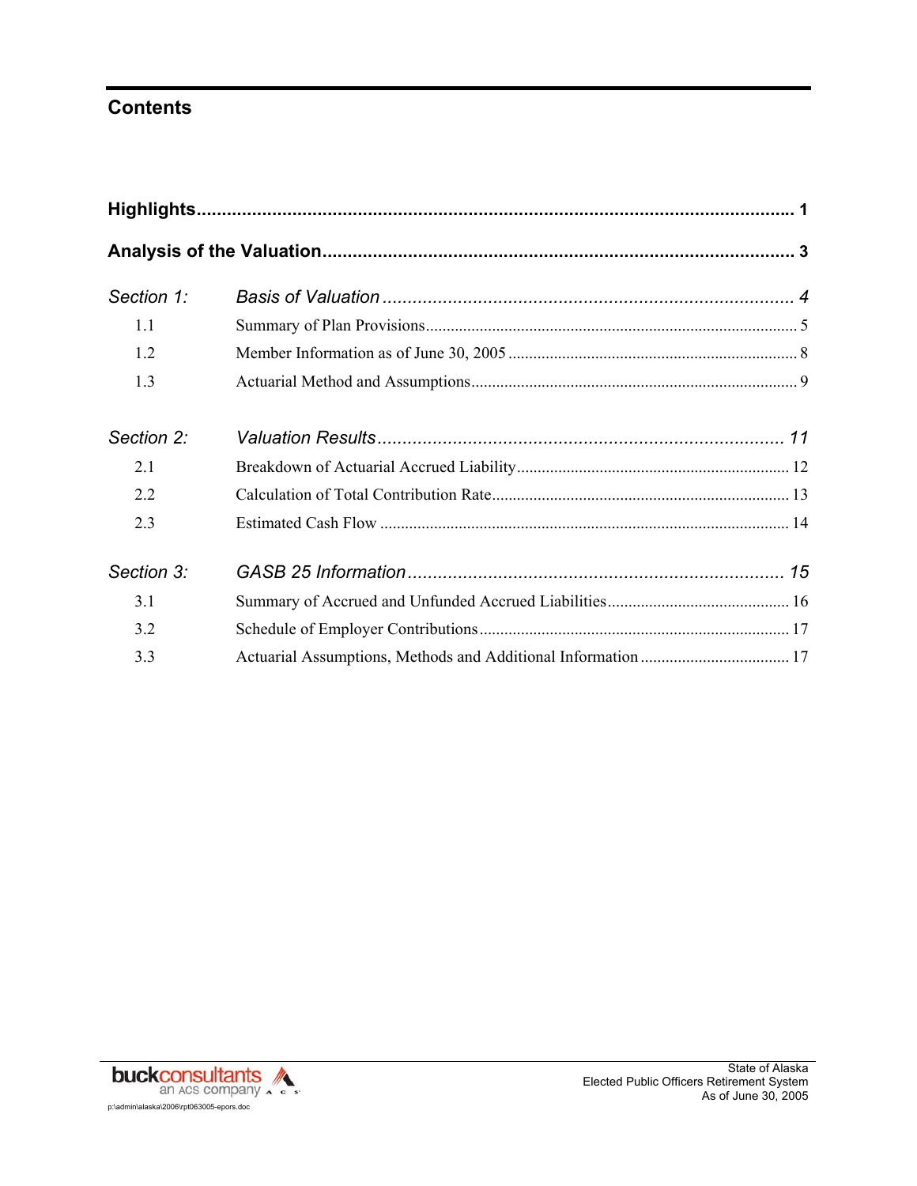# Contents

| | | |
|---|---|---|
| **Highlights** | | **1** |
| **Analysis of the Valuation** | | **3** |
| *Section 1:* | *Basis of Valuation* | *4* |
| 1.1 | Summary of Plan Provisions | 5 |
| 1.2 | Member Information as of June 30, 2005 | 8 |
| 1.3 | Actuarial Method and Assumptions | 9 |
| *Section 2:* | *Valuation Results* | *11* |
| 2.1 | Breakdown of Actuarial Accrued Liability | 12 |
| 2.2 | Calculation of Total Contribution Rate | 13 |
| 2.3 | Estimated Cash Flow | 14 |
| *Section 3:* | *GASB 25 Information* | *15* |
| 3.1 | Summary of Accrued and Unfunded Accrued Liabilities | 16 |
| 3.2 | Schedule of Employer Contributions | 17 |
| 3.3 | Actuarial Assumptions, Methods and Additional Information | 17 |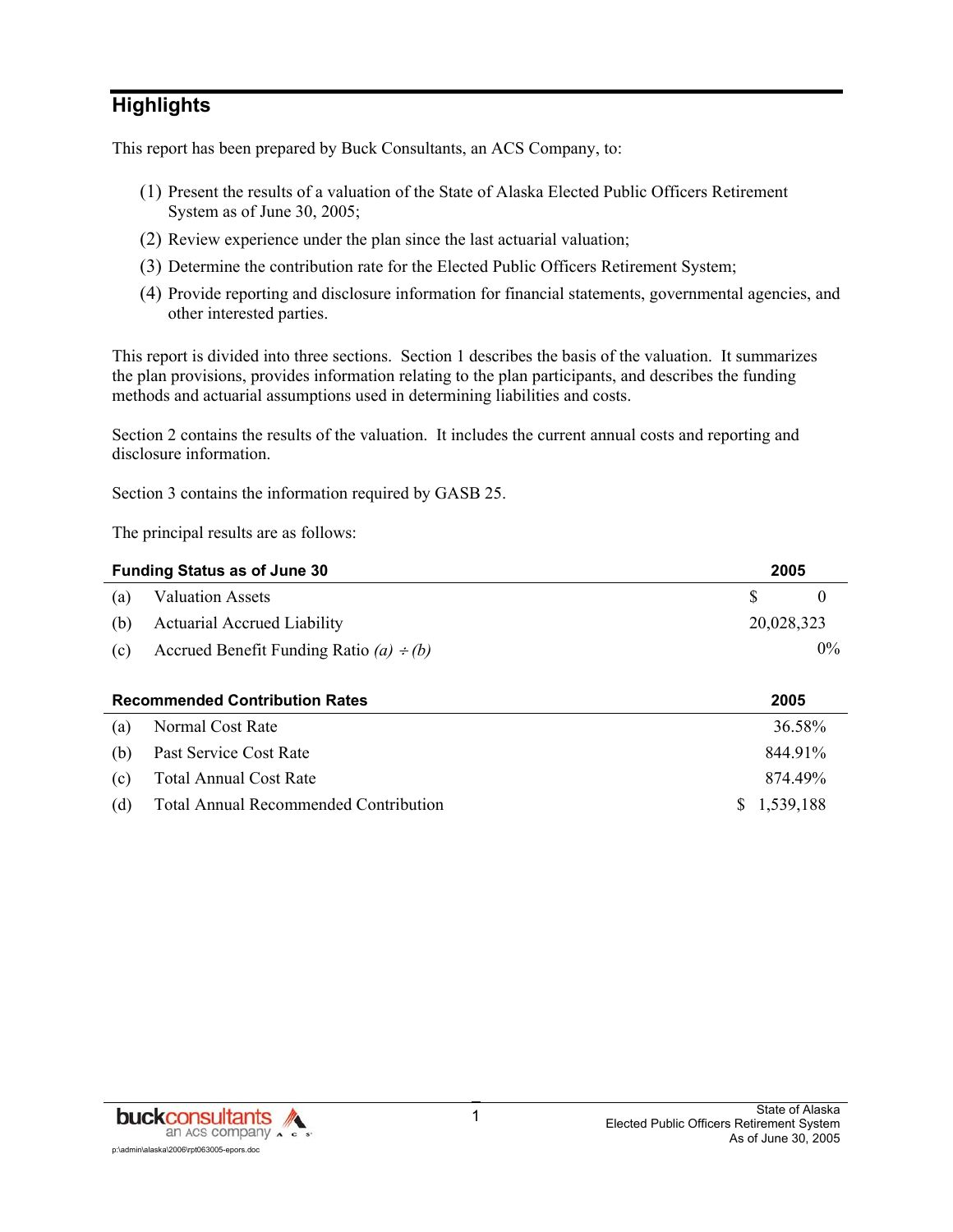## Highlights

This report has been prepared by Buck Consultants, an ACS Company, to:

(1) Present the results of a valuation of the State of Alaska Elected Public Officers Retirement System as of June 30, 2005;

(2) Review experience under the plan since the last actuarial valuation;

(3) Determine the contribution rate for the Elected Public Officers Retirement System;

(4) Provide reporting and disclosure information for financial statements, governmental agencies, and other interested parties.

This report is divided into three sections. Section 1 describes the basis of the valuation. It summarizes the plan provisions, provides information relating to the plan participants, and describes the funding methods and actuarial assumptions used in determining liabilities and costs.

Section 2 contains the results of the valuation. It includes the current annual costs and reporting and disclosure information.

Section 3 contains the information required by GASB 25.

The principal results are as follows:

| **Funding Status as of June 30** | | **2005** |
|---|---|---|
| (a) | Valuation Assets | $ 0 |
| (b) | Actuarial Accrued Liability | 20,028,323 |
| (c) | Accrued Benefit Funding Ratio *(a) ÷ (b)* | 0% |

| **Recommended Contribution Rates** | | **2005** |
|---|---|---|
| (a) | Normal Cost Rate | 36.58% |
| (b) | Past Service Cost Rate | 844.91% |
| (c) | Total Annual Cost Rate | 874.49% |
| (d) | Total Annual Recommended Contribution | $ 1,539,188 |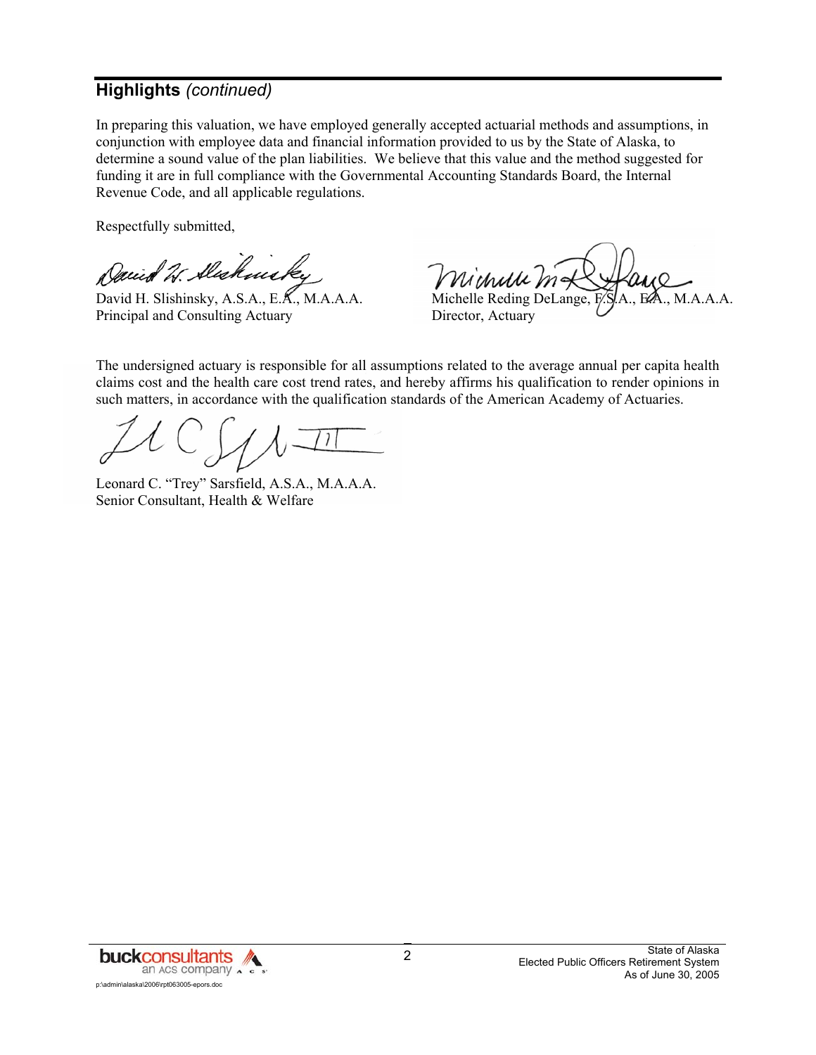## **Highlights** *(continued)*

In preparing this valuation, we have employed generally accepted actuarial methods and assumptions, in conjunction with employee data and financial information provided to us by the State of Alaska, to determine a sound value of the plan liabilities. We believe that this value and the method suggested for funding it are in full compliance with the Governmental Accounting Standards Board, the Internal Revenue Code, and all applicable regulations.

Respectfully submitted,

David H. Slishinsky, A.S.A., E.A., M.A.A.A.
Principal and Consulting Actuary

Michelle Reding DeLange, F.S.A., E.A., M.A.A.A.
Director, Actuary

The undersigned actuary is responsible for all assumptions related to the average annual per capita health claims cost and the health care cost trend rates, and hereby affirms his qualification to render opinions in such matters, in accordance with the qualification standards of the American Academy of Actuaries.

Leonard C. "Trey" Sarsfield, A.S.A., M.A.A.A.
Senior Consultant, Health & Welfare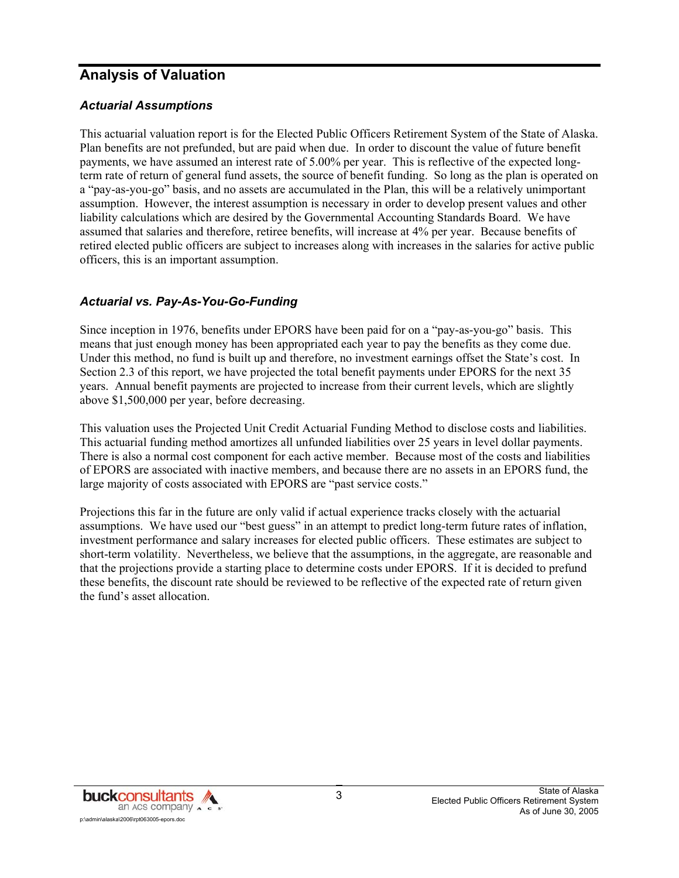## Analysis of Valuation

### *Actuarial Assumptions*

This actuarial valuation report is for the Elected Public Officers Retirement System of the State of Alaska. Plan benefits are not prefunded, but are paid when due. In order to discount the value of future benefit payments, we have assumed an interest rate of 5.00% per year. This is reflective of the expected long-term rate of return of general fund assets, the source of benefit funding. So long as the plan is operated on a "pay-as-you-go" basis, and no assets are accumulated in the Plan, this will be a relatively unimportant assumption. However, the interest assumption is necessary in order to develop present values and other liability calculations which are desired by the Governmental Accounting Standards Board. We have assumed that salaries and therefore, retiree benefits, will increase at 4% per year. Because benefits of retired elected public officers are subject to increases along with increases in the salaries for active public officers, this is an important assumption.

### *Actuarial vs. Pay-As-You-Go-Funding*

Since inception in 1976, benefits under EPORS have been paid for on a "pay-as-you-go" basis. This means that just enough money has been appropriated each year to pay the benefits as they come due. Under this method, no fund is built up and therefore, no investment earnings offset the State's cost. In Section 2.3 of this report, we have projected the total benefit payments under EPORS for the next 35 years. Annual benefit payments are projected to increase from their current levels, which are slightly above $1,500,000 per year, before decreasing.

This valuation uses the Projected Unit Credit Actuarial Funding Method to disclose costs and liabilities. This actuarial funding method amortizes all unfunded liabilities over 25 years in level dollar payments. There is also a normal cost component for each active member. Because most of the costs and liabilities of EPORS are associated with inactive members, and because there are no assets in an EPORS fund, the large majority of costs associated with EPORS are "past service costs."

Projections this far in the future are only valid if actual experience tracks closely with the actuarial assumptions. We have used our "best guess" in an attempt to predict long-term future rates of inflation, investment performance and salary increases for elected public officers. These estimates are subject to short-term volatility. Nevertheless, we believe that the assumptions, in the aggregate, are reasonable and that the projections provide a starting place to determine costs under EPORS. If it is decided to prefund these benefits, the discount rate should be reviewed to be reflective of the expected rate of return given the fund's asset allocation.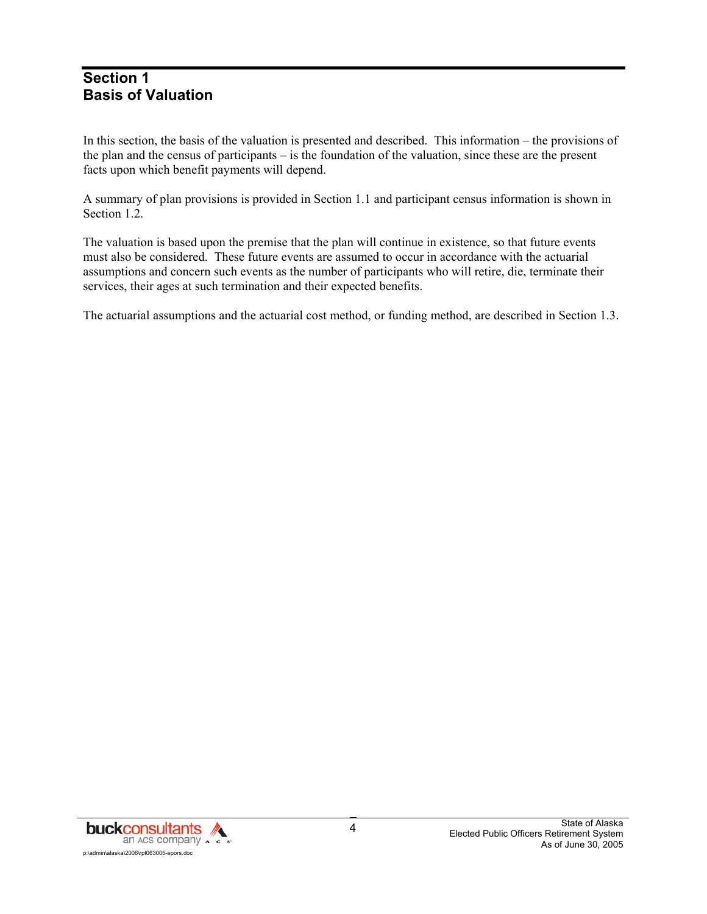# Section 1
# Basis of Valuation

In this section, the basis of the valuation is presented and described. This information – the provisions of the plan and the census of participants – is the foundation of the valuation, since these are the present facts upon which benefit payments will depend.

A summary of plan provisions is provided in Section 1.1 and participant census information is shown in Section 1.2.

The valuation is based upon the premise that the plan will continue in existence, so that future events must also be considered. These future events are assumed to occur in accordance with the actuarial assumptions and concern such events as the number of participants who will retire, die, terminate their services, their ages at such termination and their expected benefits.

The actuarial assumptions and the actuarial cost method, or funding method, are described in Section 1.3.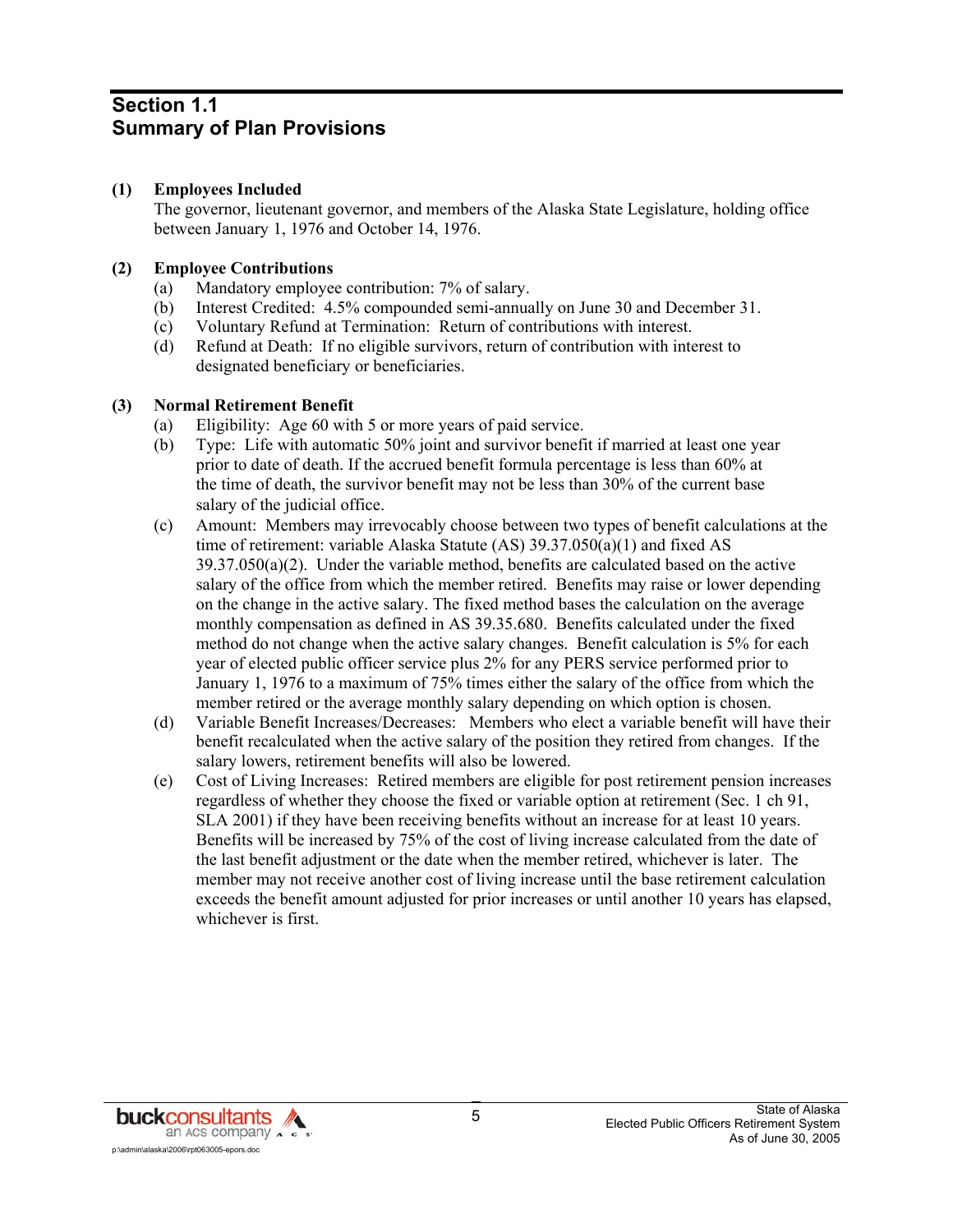## Section 1.1
## Summary of Plan Provisions

**(1) Employees Included**

The governor, lieutenant governor, and members of the Alaska State Legislature, holding office between January 1, 1976 and October 14, 1976.

**(2) Employee Contributions**

(a) Mandatory employee contribution: 7% of salary.
(b) Interest Credited: 4.5% compounded semi-annually on June 30 and December 31.
(c) Voluntary Refund at Termination: Return of contributions with interest.
(d) Refund at Death: If no eligible survivors, return of contribution with interest to designated beneficiary or beneficiaries.

**(3) Normal Retirement Benefit**

(a) Eligibility: Age 60 with 5 or more years of paid service.
(b) Type: Life with automatic 50% joint and survivor benefit if married at least one year prior to date of death. If the accrued benefit formula percentage is less than 60% at the time of death, the survivor benefit may not be less than 30% of the current base salary of the judicial office.
(c) Amount: Members may irrevocably choose between two types of benefit calculations at the time of retirement: variable Alaska Statute (AS) 39.37.050(a)(1) and fixed AS 39.37.050(a)(2). Under the variable method, benefits are calculated based on the active salary of the office from which the member retired. Benefits may raise or lower depending on the change in the active salary. The fixed method bases the calculation on the average monthly compensation as defined in AS 39.35.680. Benefits calculated under the fixed method do not change when the active salary changes. Benefit calculation is 5% for each year of elected public officer service plus 2% for any PERS service performed prior to January 1, 1976 to a maximum of 75% times either the salary of the office from which the member retired or the average monthly salary depending on which option is chosen.
(d) Variable Benefit Increases/Decreases: Members who elect a variable benefit will have their benefit recalculated when the active salary of the position they retired from changes. If the salary lowers, retirement benefits will also be lowered.
(e) Cost of Living Increases: Retired members are eligible for post retirement pension increases regardless of whether they choose the fixed or variable option at retirement (Sec. 1 ch 91, SLA 2001) if they have been receiving benefits without an increase for at least 10 years. Benefits will be increased by 75% of the cost of living increase calculated from the date of the last benefit adjustment or the date when the member retired, whichever is later. The member may not receive another cost of living increase until the base retirement calculation exceeds the benefit amount adjusted for prior increases or until another 10 years has elapsed, whichever is first.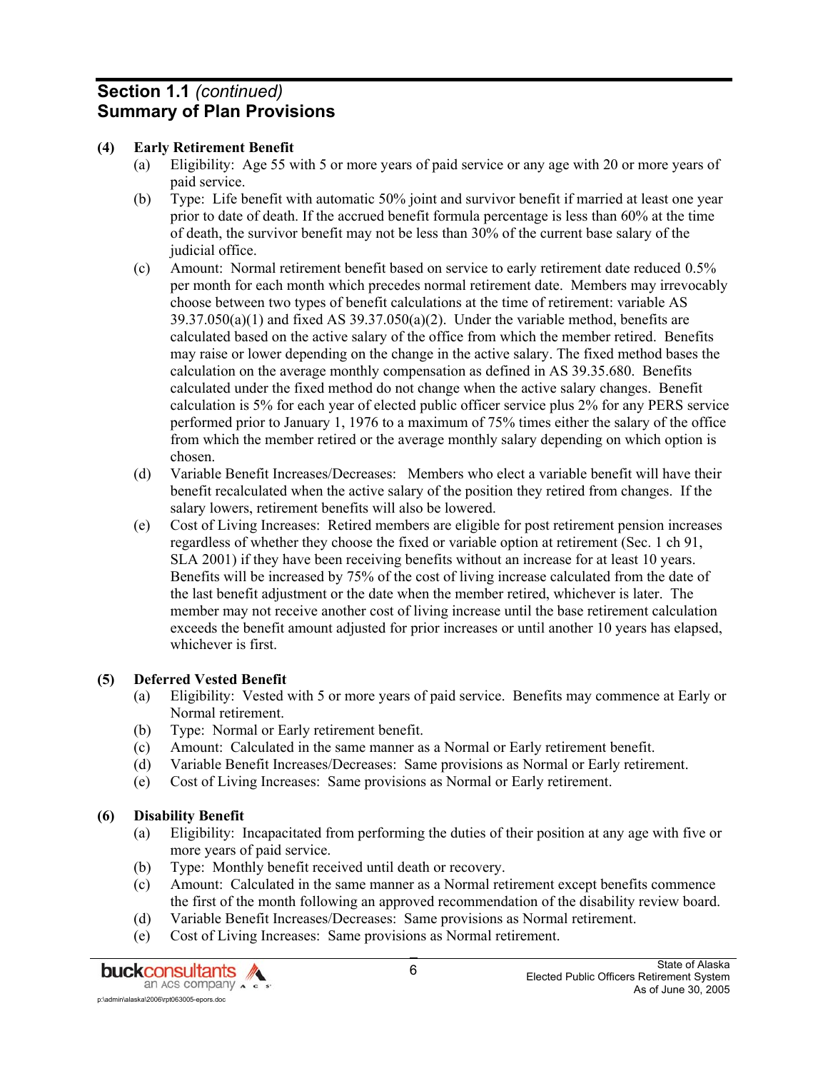## Section 1.1 *(continued)*
## Summary of Plan Provisions

**(4) Early Retirement Benefit**

- (a) Eligibility: Age 55 with 5 or more years of paid service or any age with 20 or more years of paid service.
- (b) Type: Life benefit with automatic 50% joint and survivor benefit if married at least one year prior to date of death. If the accrued benefit formula percentage is less than 60% at the time of death, the survivor benefit may not be less than 30% of the current base salary of the judicial office.
- (c) Amount: Normal retirement benefit based on service to early retirement date reduced 0.5% per month for each month which precedes normal retirement date. Members may irrevocably choose between two types of benefit calculations at the time of retirement: variable AS 39.37.050(a)(1) and fixed AS 39.37.050(a)(2). Under the variable method, benefits are calculated based on the active salary of the office from which the member retired. Benefits may raise or lower depending on the change in the active salary. The fixed method bases the calculation on the average monthly compensation as defined in AS 39.35.680. Benefits calculated under the fixed method do not change when the active salary changes. Benefit calculation is 5% for each year of elected public officer service plus 2% for any PERS service performed prior to January 1, 1976 to a maximum of 75% times either the salary of the office from which the member retired or the average monthly salary depending on which option is chosen.
- (d) Variable Benefit Increases/Decreases: Members who elect a variable benefit will have their benefit recalculated when the active salary of the position they retired from changes. If the salary lowers, retirement benefits will also be lowered.
- (e) Cost of Living Increases: Retired members are eligible for post retirement pension increases regardless of whether they choose the fixed or variable option at retirement (Sec. 1 ch 91, SLA 2001) if they have been receiving benefits without an increase for at least 10 years. Benefits will be increased by 75% of the cost of living increase calculated from the date of the last benefit adjustment or the date when the member retired, whichever is later. The member may not receive another cost of living increase until the base retirement calculation exceeds the benefit amount adjusted for prior increases or until another 10 years has elapsed, whichever is first.

**(5) Deferred Vested Benefit**

- (a) Eligibility: Vested with 5 or more years of paid service. Benefits may commence at Early or Normal retirement.
- (b) Type: Normal or Early retirement benefit.
- (c) Amount: Calculated in the same manner as a Normal or Early retirement benefit.
- (d) Variable Benefit Increases/Decreases: Same provisions as Normal or Early retirement.
- (e) Cost of Living Increases: Same provisions as Normal or Early retirement.

**(6) Disability Benefit**

- (a) Eligibility: Incapacitated from performing the duties of their position at any age with five or more years of paid service.
- (b) Type: Monthly benefit received until death or recovery.
- (c) Amount: Calculated in the same manner as a Normal retirement except benefits commence the first of the month following an approved recommendation of the disability review board.
- (d) Variable Benefit Increases/Decreases: Same provisions as Normal retirement.
- (e) Cost of Living Increases: Same provisions as Normal retirement.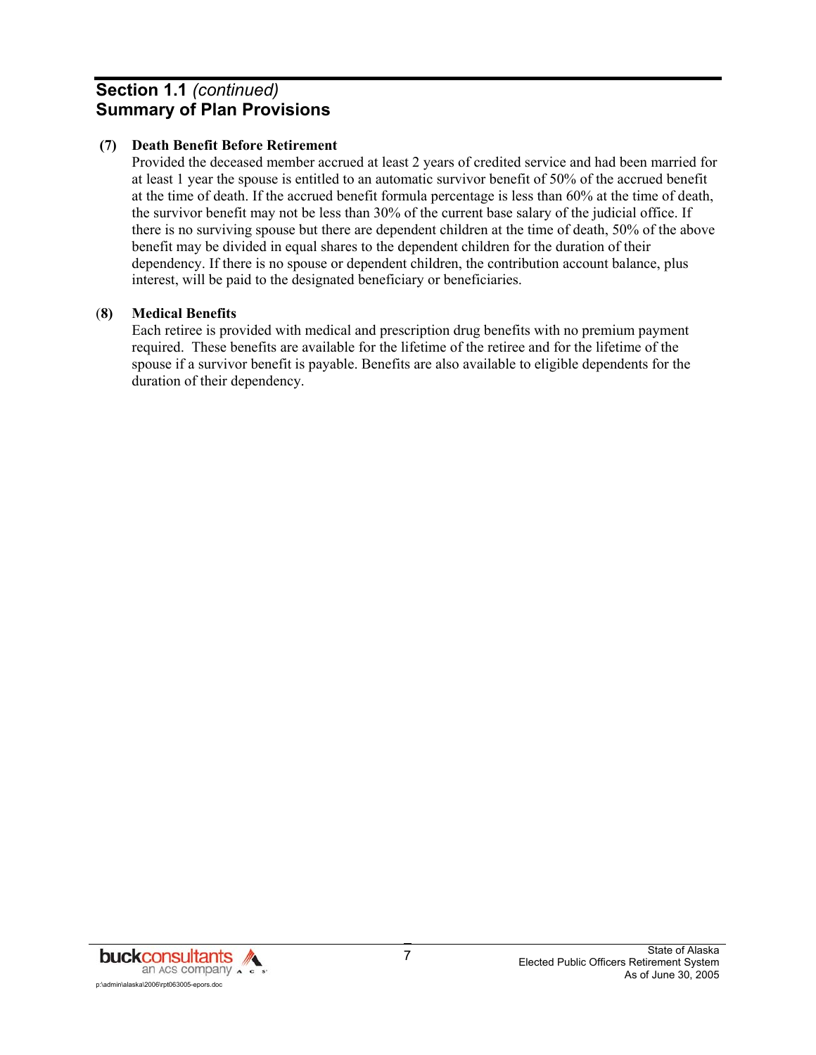## Section 1.1 *(continued)*
## Summary of Plan Provisions

**(7) Death Benefit Before Retirement**

Provided the deceased member accrued at least 2 years of credited service and had been married for at least 1 year the spouse is entitled to an automatic survivor benefit of 50% of the accrued benefit at the time of death. If the accrued benefit formula percentage is less than 60% at the time of death, the survivor benefit may not be less than 30% of the current base salary of the judicial office. If there is no surviving spouse but there are dependent children at the time of death, 50% of the above benefit may be divided in equal shares to the dependent children for the duration of their dependency. If there is no spouse or dependent children, the contribution account balance, plus interest, will be paid to the designated beneficiary or beneficiaries.

**(8) Medical Benefits**

Each retiree is provided with medical and prescription drug benefits with no premium payment required. These benefits are available for the lifetime of the retiree and for the lifetime of the spouse if a survivor benefit is payable. Benefits are also available to eligible dependents for the duration of their dependency.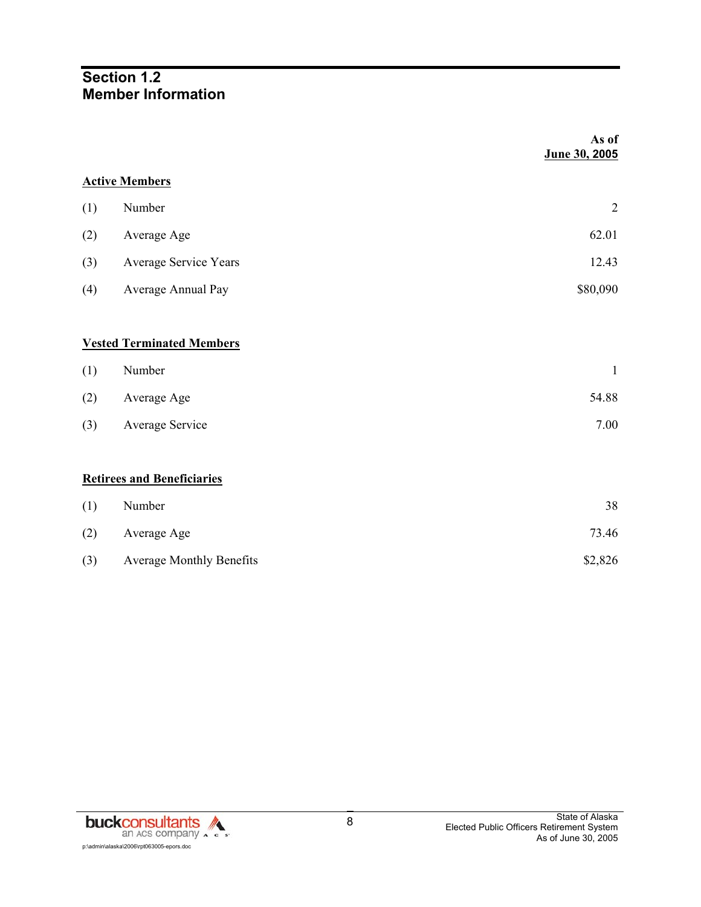# Section 1.2
# Member Information

| | | As of June 30, 2005 |
|---|---|---|
| **Active Members** | | |
| (1) | Number | 2 |
| (2) | Average Age | 62.01 |
| (3) | Average Service Years | 12.43 |
| (4) | Average Annual Pay | $80,090 |
| **Vested Terminated Members** | | |
| (1) | Number | 1 |
| (2) | Average Age | 54.88 |
| (3) | Average Service | 7.00 |
| **Retirees and Beneficiaries** | | |
| (1) | Number | 38 |
| (2) | Average Age | 73.46 |
| (3) | Average Monthly Benefits | $2,826 |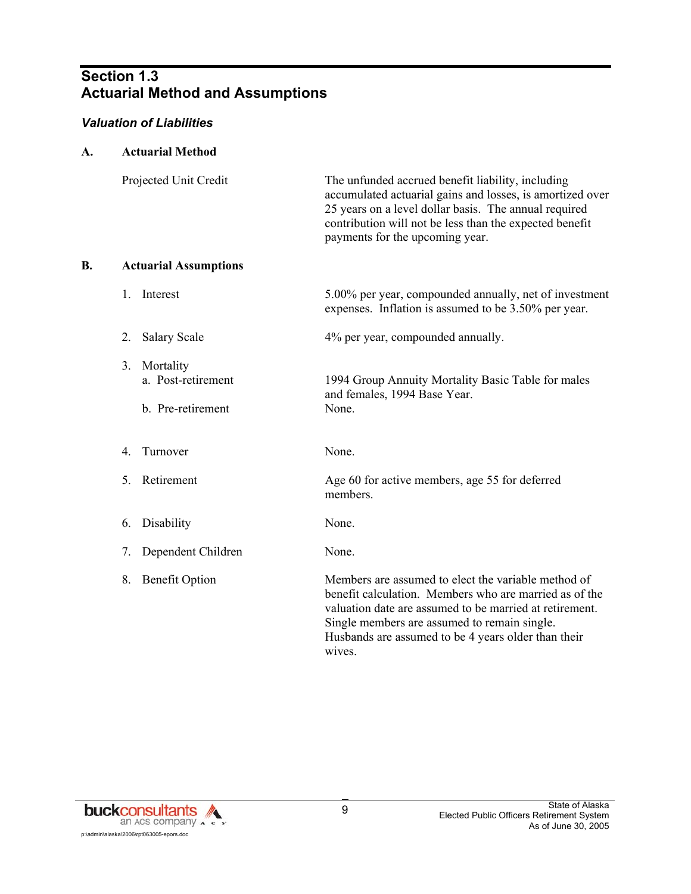# Section 1.3
# Actuarial Method and Assumptions

### *Valuation of Liabilities*

**A. Actuarial Method**

| | |
|---|---|
| Projected Unit Credit | The unfunded accrued benefit liability, including accumulated actuarial gains and losses, is amortized over 25 years on a level dollar basis. The annual required contribution will not be less than the expected benefit payments for the upcoming year. |

**B. Actuarial Assumptions**

| | |
|---|---|
| 1. Interest | 5.00% per year, compounded annually, net of investment expenses. Inflation is assumed to be 3.50% per year. |
| 2. Salary Scale | 4% per year, compounded annually. |
| 3. Mortality | |
| a. Post-retirement | 1994 Group Annuity Mortality Basic Table for males and females, 1994 Base Year. |
| b. Pre-retirement | None. |
| 4. Turnover | None. |
| 5. Retirement | Age 60 for active members, age 55 for deferred members. |
| 6. Disability | None. |
| 7. Dependent Children | None. |
| 8. Benefit Option | Members are assumed to elect the variable method of benefit calculation. Members who are married as of the valuation date are assumed to be married at retirement. Single members are assumed to remain single. Husbands are assumed to be 4 years older than their wives. |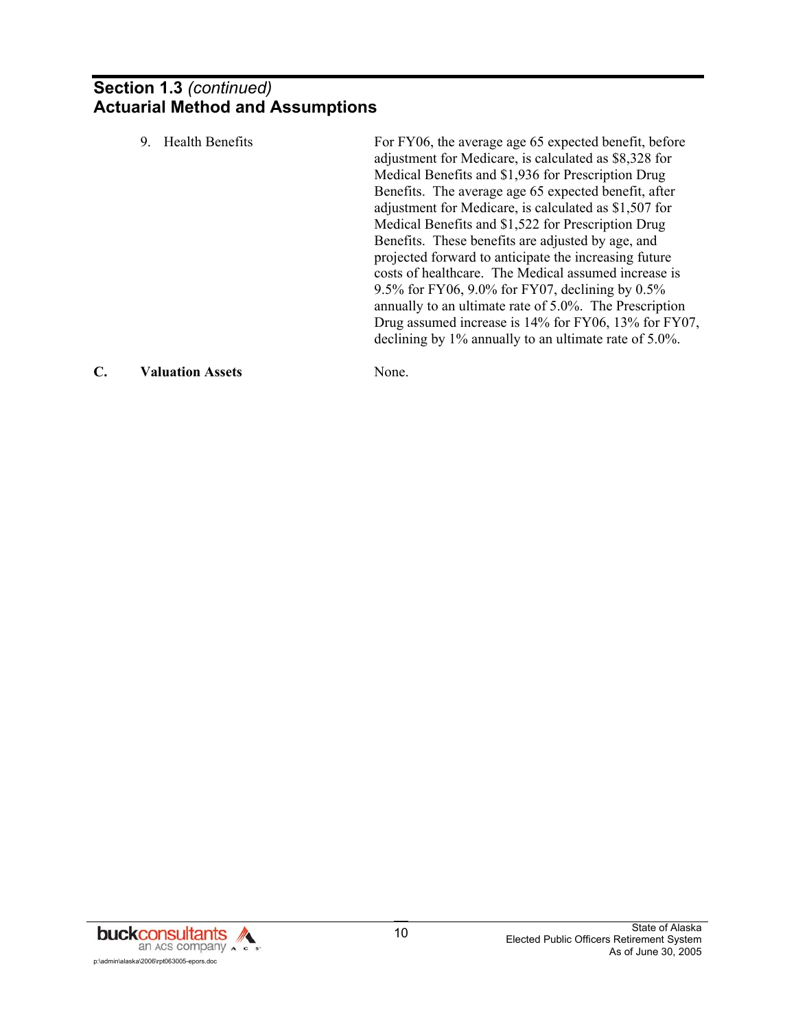## Section 1.3 *(continued)*
## Actuarial Method and Assumptions

9. Health Benefits

For FY06, the average age 65 expected benefit, before adjustment for Medicare, is calculated as $8,328 for Medical Benefits and $1,936 for Prescription Drug Benefits. The average age 65 expected benefit, after adjustment for Medicare, is calculated as $1,507 for Medical Benefits and $1,522 for Prescription Drug Benefits. These benefits are adjusted by age, and projected forward to anticipate the increasing future costs of healthcare. The Medical assumed increase is 9.5% for FY06, 9.0% for FY07, declining by 0.5% annually to an ultimate rate of 5.0%. The Prescription Drug assumed increase is 14% for FY06, 13% for FY07, declining by 1% annually to an ultimate rate of 5.0%.

**C. Valuation Assets**

None.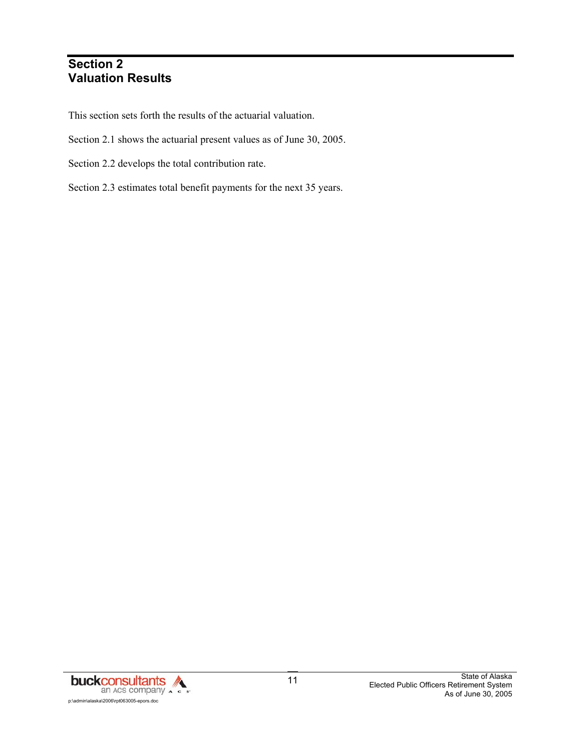# Section 2
# Valuation Results

This section sets forth the results of the actuarial valuation.

Section 2.1 shows the actuarial present values as of June 30, 2005.

Section 2.2 develops the total contribution rate.

Section 2.3 estimates total benefit payments for the next 35 years.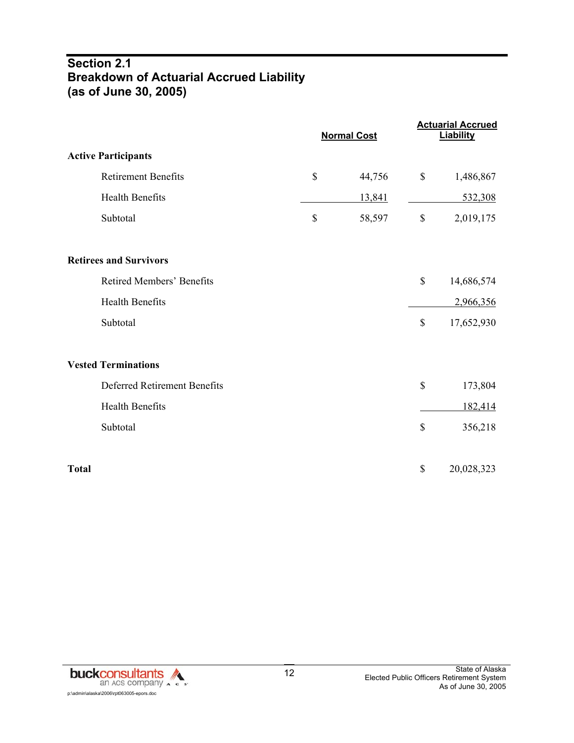## Section 2.1
## Breakdown of Actuarial Accrued Liability
## (as of June 30, 2005)

| | Normal Cost | Actuarial Accrued Liability |
|---|---|---|
| **Active Participants** | | |
| Retirement Benefits | $ 44,756 | $ 1,486,867 |
| Health Benefits | 13,841 | 532,308 |
| Subtotal | $ 58,597 | $ 2,019,175 |
| **Retirees and Survivors** | | |
| Retired Members' Benefits | | $ 14,686,574 |
| Health Benefits | | 2,966,356 |
| Subtotal | | $ 17,652,930 |
| **Vested Terminations** | | |
| Deferred Retirement Benefits | | $ 173,804 |
| Health Benefits | | 182,414 |
| Subtotal | | $ 356,218 |
| **Total** | | $ 20,028,323 |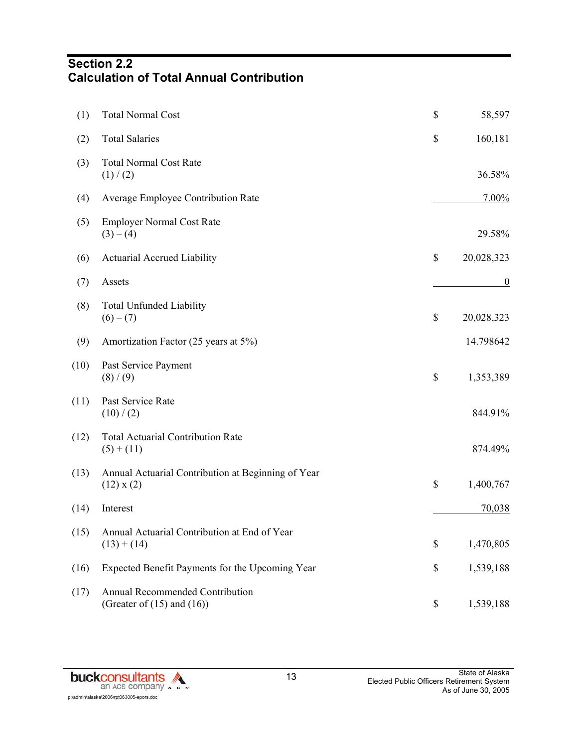## Section 2.2
## Calculation of Total Annual Contribution

| | | | |
|---|---|---|---|
| (1) | Total Normal Cost | $ | 58,597 |
| (2) | Total Salaries | $ | 160,181 |
| (3) | Total Normal Cost Rate<br>(1) / (2) | | 36.58% |
| (4) | Average Employee Contribution Rate | | 7.00% |
| (5) | Employer Normal Cost Rate<br>(3) – (4) | | 29.58% |
| (6) | Actuarial Accrued Liability | $ | 20,028,323 |
| (7) | Assets | | 0 |
| (8) | Total Unfunded Liability<br>(6) – (7) | $ | 20,028,323 |
| (9) | Amortization Factor (25 years at 5%) | | 14.798642 |
| (10) | Past Service Payment<br>(8) / (9) | $ | 1,353,389 |
| (11) | Past Service Rate<br>(10) / (2) | | 844.91% |
| (12) | Total Actuarial Contribution Rate<br>(5) + (11) | | 874.49% |
| (13) | Annual Actuarial Contribution at Beginning of Year<br>(12) x (2) | $ | 1,400,767 |
| (14) | Interest | | 70,038 |
| (15) | Annual Actuarial Contribution at End of Year<br>(13) + (14) | $ | 1,470,805 |
| (16) | Expected Benefit Payments for the Upcoming Year | $ | 1,539,188 |
| (17) | Annual Recommended Contribution<br>(Greater of (15) and (16)) | $ | 1,539,188 |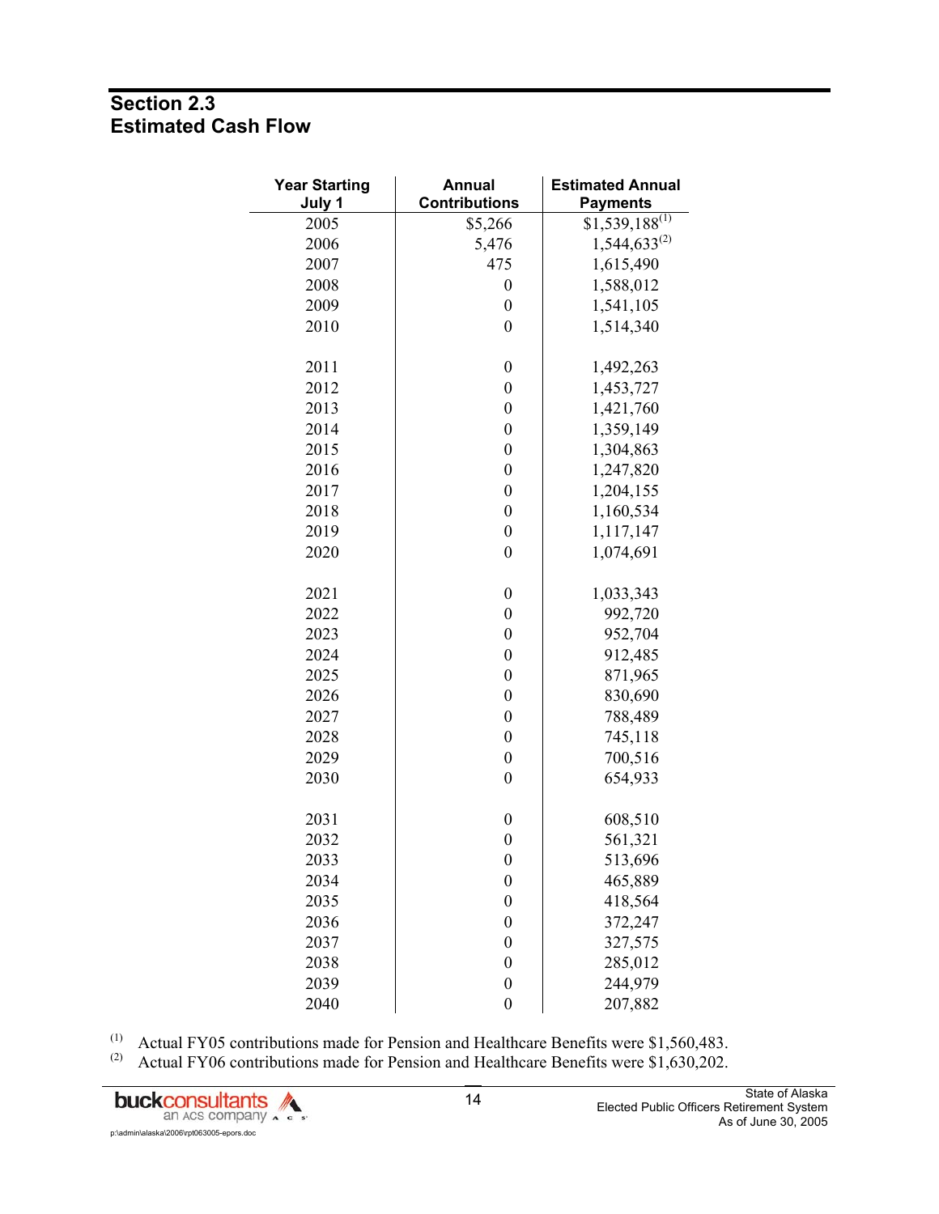## Section 2.3
## Estimated Cash Flow

| Year Starting July 1 | Annual Contributions | Estimated Annual Payments |
|---|---|---|
| 2005 | $5,266 | $1,539,188[(1)] |
| 2006 | 5,476 | 1,544,633[(2)] |
| 2007 | 475 | 1,615,490 |
| 2008 | 0 | 1,588,012 |
| 2009 | 0 | 1,541,105 |
| 2010 | 0 | 1,514,340 |
| 2011 | 0 | 1,492,263 |
| 2012 | 0 | 1,453,727 |
| 2013 | 0 | 1,421,760 |
| 2014 | 0 | 1,359,149 |
| 2015 | 0 | 1,304,863 |
| 2016 | 0 | 1,247,820 |
| 2017 | 0 | 1,204,155 |
| 2018 | 0 | 1,160,534 |
| 2019 | 0 | 1,117,147 |
| 2020 | 0 | 1,074,691 |
| 2021 | 0 | 1,033,343 |
| 2022 | 0 | 992,720 |
| 2023 | 0 | 952,704 |
| 2024 | 0 | 912,485 |
| 2025 | 0 | 871,965 |
| 2026 | 0 | 830,690 |
| 2027 | 0 | 788,489 |
| 2028 | 0 | 745,118 |
| 2029 | 0 | 700,516 |
| 2030 | 0 | 654,933 |
| 2031 | 0 | 608,510 |
| 2032 | 0 | 561,321 |
| 2033 | 0 | 513,696 |
| 2034 | 0 | 465,889 |
| 2035 | 0 | 418,564 |
| 2036 | 0 | 372,247 |
| 2037 | 0 | 327,575 |
| 2038 | 0 | 285,012 |
| 2039 | 0 | 244,979 |
| 2040 | 0 | 207,882 |

(1) Actual FY05 contributions made for Pension and Healthcare Benefits were $1,560,483.

(2) Actual FY06 contributions made for Pension and Healthcare Benefits were $1,630,202.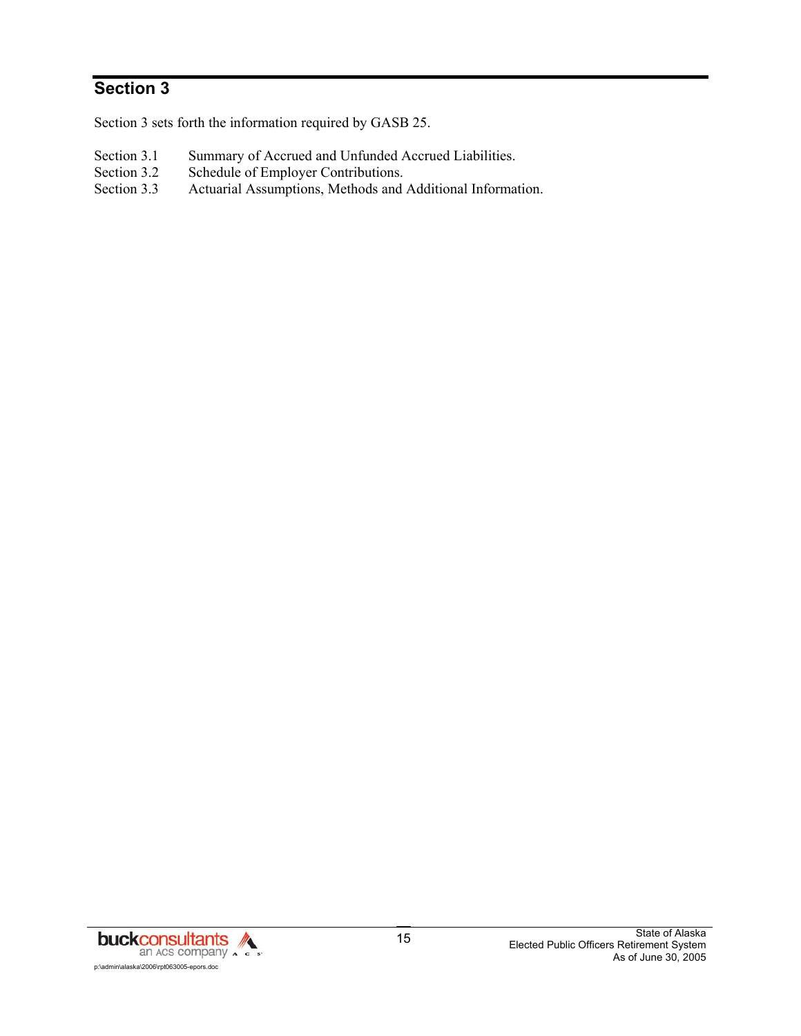# Section 3

Section 3 sets forth the information required by GASB 25.

| | |
|---|---|
| Section 3.1 | Summary of Accrued and Unfunded Accrued Liabilities. |
| Section 3.2 | Schedule of Employer Contributions. |
| Section 3.3 | Actuarial Assumptions, Methods and Additional Information. |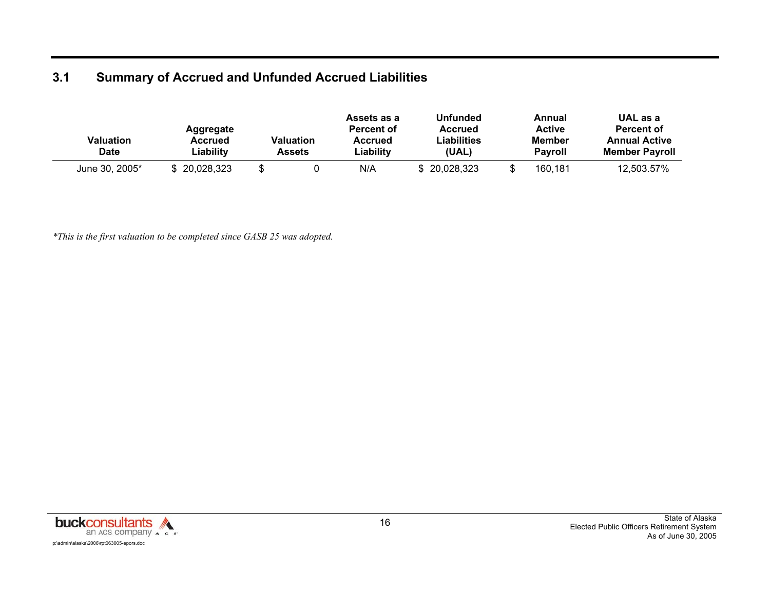## 3.1 Summary of Accrued and Unfunded Accrued Liabilities

| Valuation Date | Aggregate Accrued Liability | Valuation Assets | Assets as a Percent of Accrued Liability | Unfunded Accrued Liabilities (UAL) | Annual Active Member Payroll | UAL as a Percent of Annual Active Member Payroll |
|---|---|---|---|---|---|---|
| June 30, 2005* | $ 20,028,323 | $ 0 | N/A | $ 20,028,323 | $ 160,181 | 12,503.57% |

*\*This is the first valuation to be completed since GASB 25 was adopted.*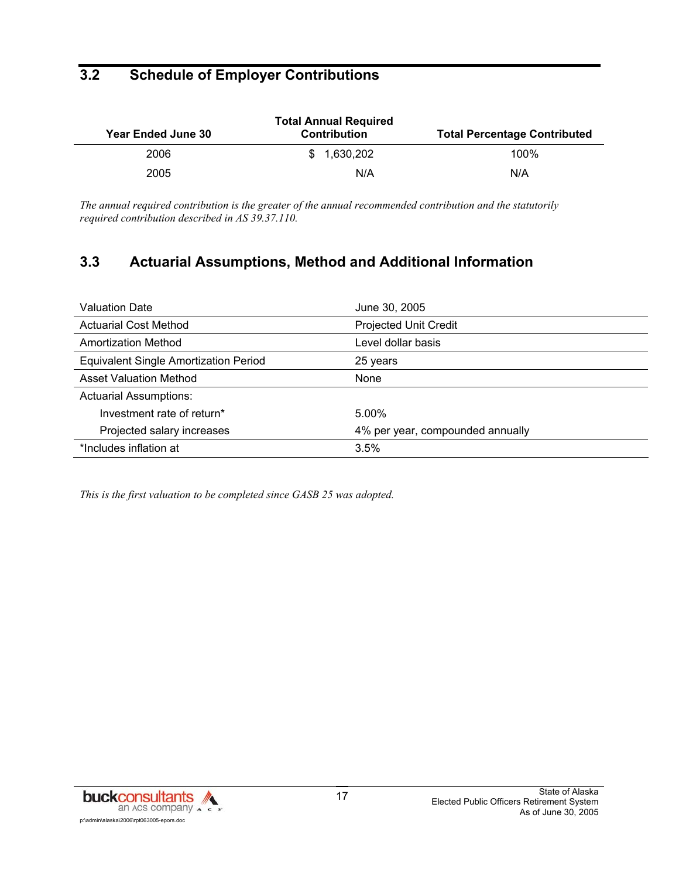## 3.2 Schedule of Employer Contributions

| Year Ended June 30 | Total Annual Required Contribution | Total Percentage Contributed |
|---|---|---|
| 2006 | $ 1,630,202 | 100% |
| 2005 | N/A | N/A |

*The annual required contribution is the greater of the annual recommended contribution and the statutorily required contribution described in AS 39.37.110.*

## 3.3 Actuarial Assumptions, Method and Additional Information

| | |
|---|---|
| Valuation Date | June 30, 2005 |
| Actuarial Cost Method | Projected Unit Credit |
| Amortization Method | Level dollar basis |
| Equivalent Single Amortization Period | 25 years |
| Asset Valuation Method | None |
| Actuarial Assumptions: | |
| Investment rate of return* | 5.00% |
| Projected salary increases | 4% per year, compounded annually |
| *Includes inflation at | 3.5% |

*This is the first valuation to be completed since GASB 25 was adopted.*